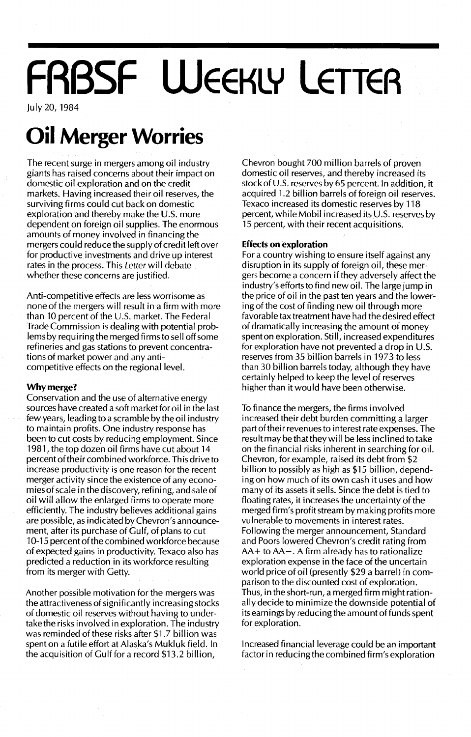# FRBSF Weekly Letter

July 20, 1984

## Oil Merger Worries

The recent surge in mergers among oil industry giants has raised concerns about their impact on domestic oil exploration and on the credit markets. Having increased their oil reserves, the surviving firms could cut back on domestic exploration and thereby make the U.S. more dependent on foreign oil supplies. The enormous amounts of money involved in financing the mergers could reduce the supply of credit left over for productive investments and drive up interest rates in the process. This *Letter* will debate whether these concerns are justified.

Anti-competitive effects are less worrisome as none of the mergers will result in a firm with more than 10 percent of the U.S. market. The Federal Trade Commission is dealing with potential problems by requiring the merged firms to sell off some refineries and gas stations to prevent concentrations of market power and any anti-competitive effects on the regional level.

### Why merge?

Conservation and the use of alternative energy sources have created a soft market for oil in the last few years, leading to a scramble by the oil industry to maintain profits. One industry response has been to cut costs by reducing employment. Since 1981, the top dozen oil firms have cut about 14 percent of their combined workforce. This drive to increase productivity is one reason for the recent merger activity since the existence of any economies of scale in the discovery, refining, and sale of oil will allow the enlarged firms to operate more efficiently. The industry believes additional gains are possible, as indicated by Chevron's announcement, after its purchase of Gulf, of plans to cut 10-15 percent of the combined workforce because of expected gains in productivity. Texaco also has predicted a reduction in its workforce resulting from its merger with Getty.

Another possible motivation for the mergers was the attractiveness of significantly increasing stocks of domestic oil reserves without having to undertake the risks involved in exploration. The industry was reminded of these risks after $1.7 billion was spent on a futile effort at Alaska's Mukluk field. In the acquisition of Gulf for a record $13.2 billion, Chevron bought 700 million barrels of proven domestic oil reserves, and thereby increased its stock of U.S. reserves by 65 percent. In addition, it acquired 1.2 billion barrels of foreign oil reserves. Texaco increased its domestic reserves by 118 percent, while Mobil increased its U.S. reserves by 15 percent, with their recent acquisitions.

### Effects on exploration

For a country wishing to ensure itself against any disruption in its supply of foreign oil, these mergers become a concern if they adversely affect the industry's efforts to find new oil. The large jump in the price of oil in the past ten years and the lowering of the cost of finding new oil through more favorable tax treatment have had the desired effect of dramatically increasing the amount of money spent on exploration. Still, increased expenditures for exploration have not prevented a drop in U.S. reserves from 35 billion barrels in 1973 to less than 30 billion barrels today, although they have certainly helped to keep the level of reserves higher than it would have been otherwise.

To finance the mergers, the firms involved increased their debt burden committing a larger part of their revenues to interest rate expenses. The result may be that they will be less inclined to take on the financial risks inherent in searching for oil. Chevron, for example, raised its debt from $2 billion to possibly as high as $15 billion, depending on how much of its own cash it uses and how many of its assets it sells. Since the debt is tied to floating rates, it increases the uncertainty of the merged firm's profit stream by making profits more vulnerable to movements in interest rates. Following the merger announcement, Standard and Poors lowered Chevron's credit rating from AA+ to AA−. A firm already has to rationalize exploration expense in the face of the uncertain world price of oil (presently $29 a barrel) in comparison to the discounted cost of exploration. Thus, in the short-run, a merged firm might rationally decide to minimize the downside potential of its earnings by reducing the amount of funds spent for exploration.

Increased financial leverage could be an important factor in reducing the combined firm's exploration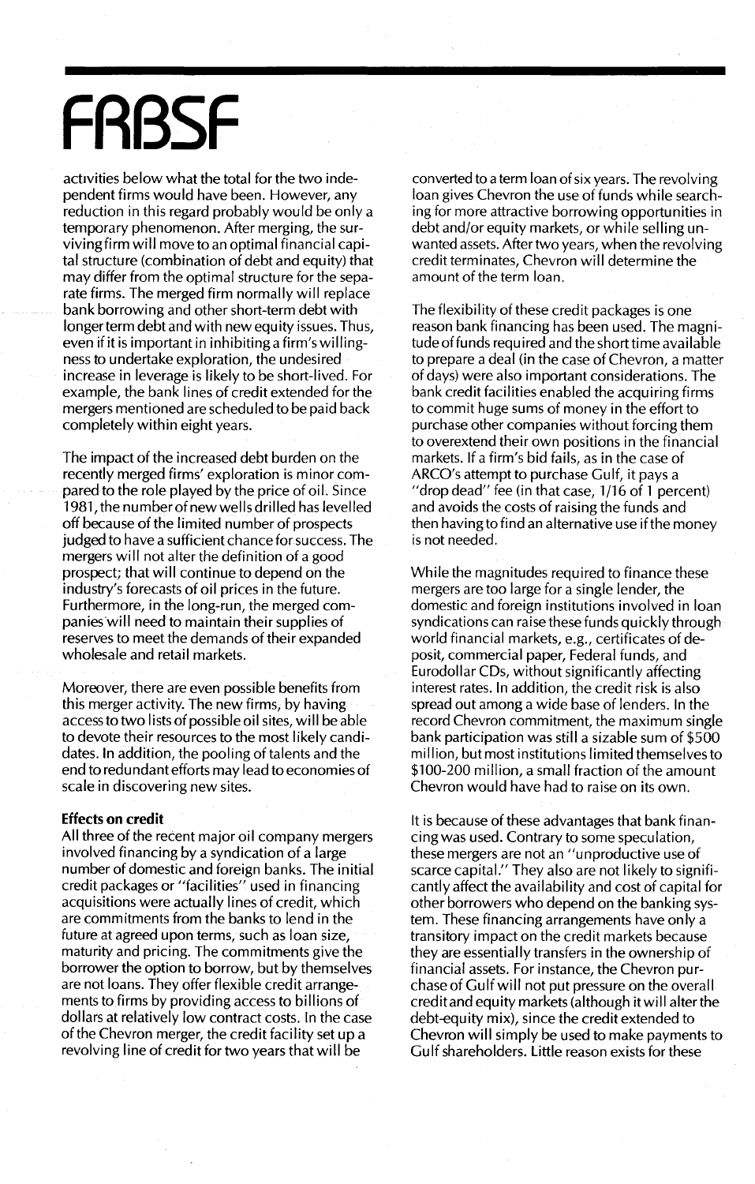activities below what the total for the two independent firms would have been. However, any reduction in this regard probably would be only a temporary phenomenon. After merging, the surviving firm will move to an optimal financial capital structure (combination of debt and equity) that may differ from the optimal structure for the separate firms. The merged firm normally will replace bank borrowing and other short-term debt with longer term debt and with new equity issues. Thus, even if it is important in inhibiting a firm's willingness to undertake exploration, the undesired increase in leverage is likely to be short-lived. For example, the bank lines of credit extended for the mergers mentioned are scheduled to be paid back completely within eight years.

The impact of the increased debt burden on the recently merged firms' exploration is minor compared to the role played by the price of oil. Since 1981, the number of new wells drilled has levelled off because of the limited number of prospects judged to have a sufficient chance for success. The mergers will not alter the definition of a good prospect; that will continue to depend on the industry's forecasts of oil prices in the future. Furthermore, in the long-run, the merged companies will need to maintain their supplies of reserves to meet the demands of their expanded wholesale and retail markets.

Moreover, there are even possible benefits from this merger activity. The new firms, by having access to two lists of possible oil sites, will be able to devote their resources to the most likely candidates. In addition, the pooling of talents and the end to redundant efforts may lead to economies of scale in discovering new sites.

**Effects on credit**

All three of the recent major oil company mergers involved financing by a syndication of a large number of domestic and foreign banks. The initial credit packages or "facilities" used in financing acquisitions were actually lines of credit, which are commitments from the banks to lend in the future at agreed upon terms, such as loan size, maturity and pricing. The commitments give the borrower the option to borrow, but by themselves are not loans. They offer flexible credit arrangements to firms by providing access to billions of dollars at relatively low contract costs. In the case of the Chevron merger, the credit facility set up a revolving line of credit for two years that will be converted to a term loan of six years. The revolving loan gives Chevron the use of funds while searching for more attractive borrowing opportunities in debt and/or equity markets, or while selling unwanted assets. After two years, when the revolving credit terminates, Chevron will determine the amount of the term loan.

The flexibility of these credit packages is one reason bank financing has been used. The magnitude of funds required and the short time available to prepare a deal (in the case of Chevron, a matter of days) were also important considerations. The bank credit facilities enabled the acquiring firms to commit huge sums of money in the effort to purchase other companies without forcing them to overextend their own positions in the financial markets. If a firm's bid fails, as in the case of ARCO's attempt to purchase Gulf, it pays a "drop dead" fee (in that case, 1/16 of 1 percent) and avoids the costs of raising the funds and then having to find an alternative use if the money is not needed.

While the magnitudes required to finance these mergers are too large for a single lender, the domestic and foreign institutions involved in loan syndications can raise these funds quickly through world financial markets, e.g., certificates of deposit, commercial paper, Federal funds, and Eurodollar CDs, without significantly affecting interest rates. In addition, the credit risk is also spread out among a wide base of lenders. In the record Chevron commitment, the maximum single bank participation was still a sizable sum of $500 million, but most institutions limited themselves to $100-200 million, a small fraction of the amount Chevron would have had to raise on its own.

It is because of these advantages that bank financing was used. Contrary to some speculation, these mergers are not an "unproductive use of scarce capital." They also are not likely to significantly affect the availability and cost of capital for other borrowers who depend on the banking system. These financing arrangements have only a transitory impact on the credit markets because they are essentially transfers in the ownership of financial assets. For instance, the Chevron purchase of Gulf will not put pressure on the overall credit and equity markets (although it will alter the debt-equity mix), since the credit extended to Chevron will simply be used to make payments to Gulf shareholders. Little reason exists for these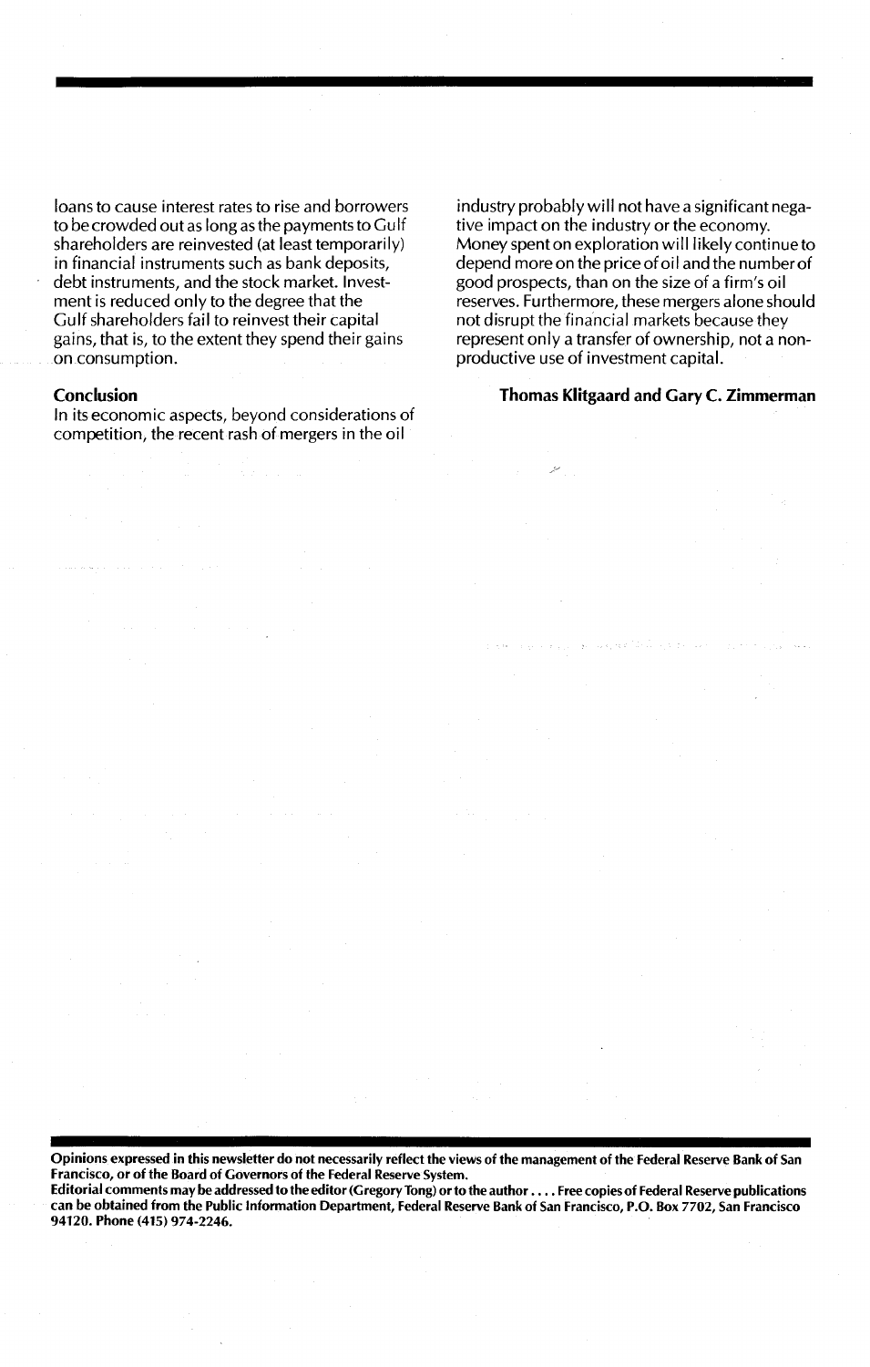loans to cause interest rates to rise and borrowers to be crowded out as long as the payments to Gulf shareholders are reinvested (at least temporarily) in financial instruments such as bank deposits, debt instruments, and the stock market. Investment is reduced only to the degree that the Gulf shareholders fail to reinvest their capital gains, that is, to the extent they spend their gains on consumption.

### Conclusion

In its economic aspects, beyond considerations of competition, the recent rash of mergers in the oil industry probably will not have a significant negative impact on the industry or the economy. Money spent on exploration will likely continue to depend more on the price of oil and the number of good prospects, than on the size of a firm's oil reserves. Furthermore, these mergers alone should not disrupt the financial markets because they represent only a transfer of ownership, not a nonproductive use of investment capital.

**Thomas Klitgaard and Gary C. Zimmerman**

**Opinions expressed in this newsletter do not necessarily reflect the views of the management of the Federal Reserve Bank of San Francisco, or of the Board of Governors of the Federal Reserve System.**
**Editorial comments may be addressed to the editor (Gregory Tong) or to the author . . . . Free copies of Federal Reserve publications can be obtained from the Public Information Department, Federal Reserve Bank of San Francisco, P.O. Box 7702, San Francisco 94120. Phone (415) 974-2246.**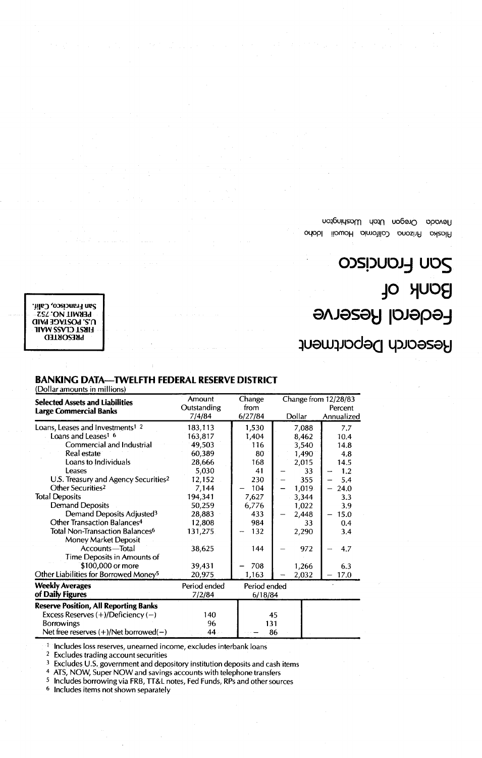Research Department

Federal Reserve Bank of San Francisco

Alaska Arizona California Hawaii Idaho
Nevada Oregon Utah Washington

PRESORTED
FIRST CLASS MAIL
U.S. POSTAGE PAID
PERMIT NO. 752
San Francisco, Calif.

## BANKING DATA—TWELFTH FEDERAL RESERVE DISTRICT

(Dollar amounts in millions)

| Selected Assets and Liabilities Large Commercial Banks | Amount Outstanding 7/4/84 | Change from 6/27/84 | Change from 12/28/83 Dollar | Percent Annualized |
|---|---|---|---|---|
| Loans, Leases and Investments[1] [2] | 183,113 | 1,530 | 7,088 | 7.7 |
| Loans and Leases[1] [6] | 163,817 | 1,404 | 8,462 | 10.4 |
| Commercial and Industrial | 49,503 | 116 | 3,540 | 14.8 |
| Real estate | 60,389 | 80 | 1,490 | 4.8 |
| Loans to Individuals | 28,666 | 168 | 2,015 | 14.5 |
| Leases | 5,030 | 41 | – 33 | – 1.2 |
| U.S. Treasury and Agency Securities[2] | 12,152 | 230 | – 355 | – 5.4 |
| Other Securities[2] | 7,144 | – 104 | – 1,019 | – 24.0 |
| Total Deposits | 194,341 | 7,627 | 3,344 | 3.3 |
| Demand Deposits | 50,259 | 6,776 | 1,022 | 3.9 |
| Demand Deposits Adjusted[3] | 28,883 | 433 | – 2,448 | – 15.0 |
| Other Transaction Balances[4] | 12,808 | 984 | 33 | 0.4 |
| Total Non-Transaction Balances[6] | 131,275 | – 132 | 2,290 | 3.4 |
| Money Market Deposit Accounts—Total | 38,625 | 144 | – 972 | – 4.7 |
| Time Deposits in Amounts of $100,000 or more | 39,431 | – 708 | 1,266 | 6.3 |
| Other Liabilities for Borrowed Money[5] | 20,975 | 1,163 | – 2,032 | – 17.0 |

| Weekly Averages of Daily Figures | Period ended 7/2/84 | Period ended 6/18/84 |
|---|---|---|
| **Reserve Position, All Reporting Banks** | | |
| Excess Reserves (+)/Deficiency (–) | 140 | 45 |
| Borrowings | 96 | 131 |
| Net free reserves (+)/Net borrowed(–) | 44 | – 86 |

[1] Includes loss reserves, unearned income, excludes interbank loans
[2] Excludes trading account securities
[3] Excludes U.S. government and depository institution deposits and cash items
[4] ATS, NOW, Super NOW and savings accounts with telephone transfers
[5] Includes borrowing via FRB, TT&L notes, Fed Funds, RPs and other sources
[6] Includes items not shown separately